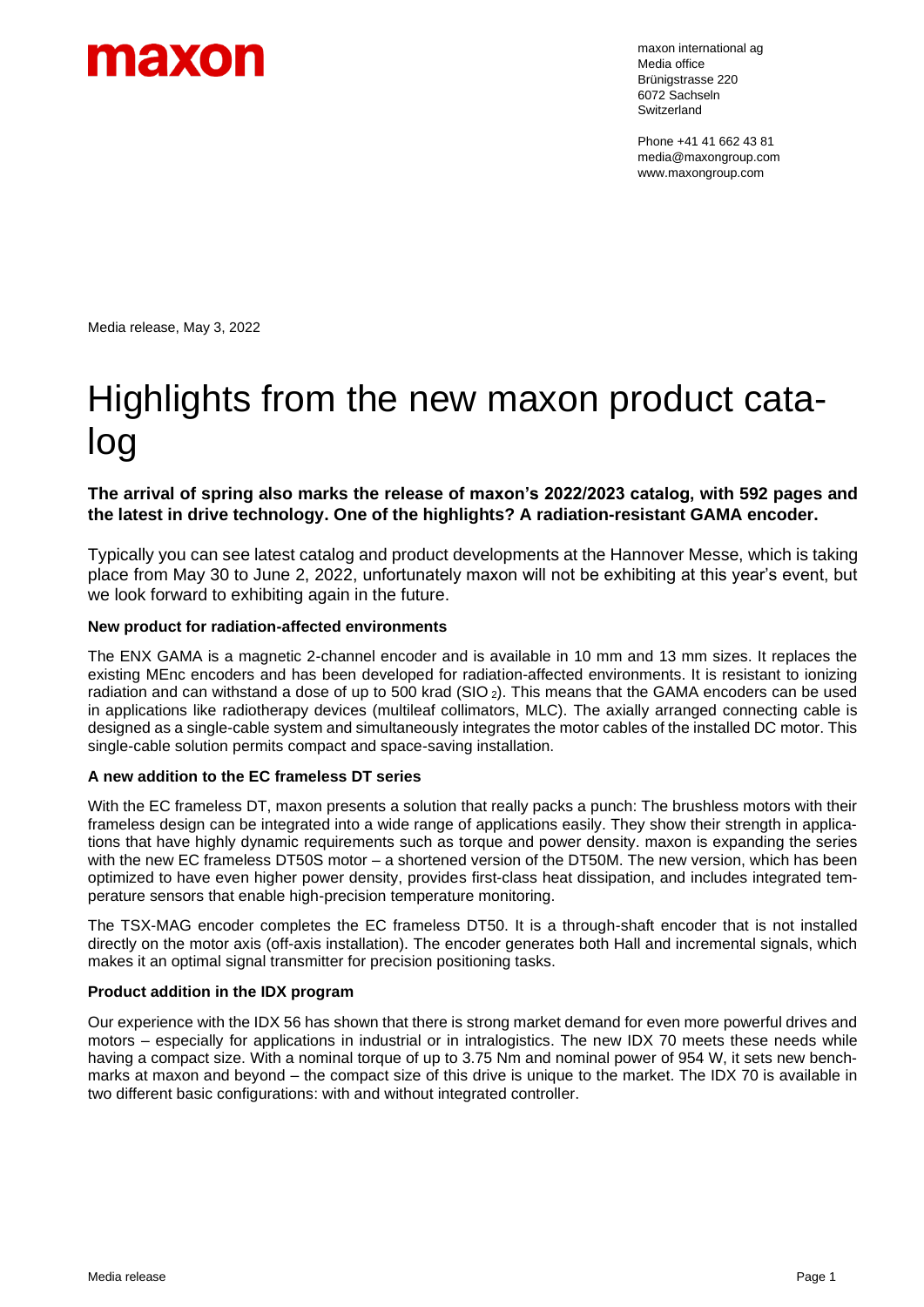maxon

maxon international ag
Media office
Brünigstrasse 220
6072 Sachseln
Switzerland

Phone +41 41 662 43 81
media@maxongroup.com
www.maxongroup.com

Media release, May 3, 2022

# Highlights from the new maxon product catalog

**The arrival of spring also marks the release of maxon's 2022/2023 catalog, with 592 pages and the latest in drive technology. One of the highlights? A radiation-resistant GAMA encoder.**

Typically you can see latest catalog and product developments at the Hannover Messe, which is taking place from May 30 to June 2, 2022, unfortunately maxon will not be exhibiting at this year's event, but we look forward to exhibiting again in the future.

**New product for radiation-affected environments**

The ENX GAMA is a magnetic 2-channel encoder and is available in 10 mm and 13 mm sizes. It replaces the existing MEnc encoders and has been developed for radiation-affected environments. It is resistant to ionizing radiation and can withstand a dose of up to 500 krad ($SIO_2$). This means that the GAMA encoders can be used in applications like radiotherapy devices (multileaf collimators, MLC). The axially arranged connecting cable is designed as a single-cable system and simultaneously integrates the motor cables of the installed DC motor. This single-cable solution permits compact and space-saving installation.

**A new addition to the EC frameless DT series**

With the EC frameless DT, maxon presents a solution that really packs a punch: The brushless motors with their frameless design can be integrated into a wide range of applications easily. They show their strength in applications that have highly dynamic requirements such as torque and power density. maxon is expanding the series with the new EC frameless DT50S motor – a shortened version of the DT50M. The new version, which has been optimized to have even higher power density, provides first-class heat dissipation, and includes integrated temperature sensors that enable high-precision temperature monitoring.

The TSX-MAG encoder completes the EC frameless DT50. It is a through-shaft encoder that is not installed directly on the motor axis (off-axis installation). The encoder generates both Hall and incremental signals, which makes it an optimal signal transmitter for precision positioning tasks.

**Product addition in the IDX program**

Our experience with the IDX 56 has shown that there is strong market demand for even more powerful drives and motors – especially for applications in industrial or in intralogistics. The new IDX 70 meets these needs while having a compact size. With a nominal torque of up to 3.75 Nm and nominal power of 954 W, it sets new benchmarks at maxon and beyond – the compact size of this drive is unique to the market. The IDX 70 is available in two different basic configurations: with and without integrated controller.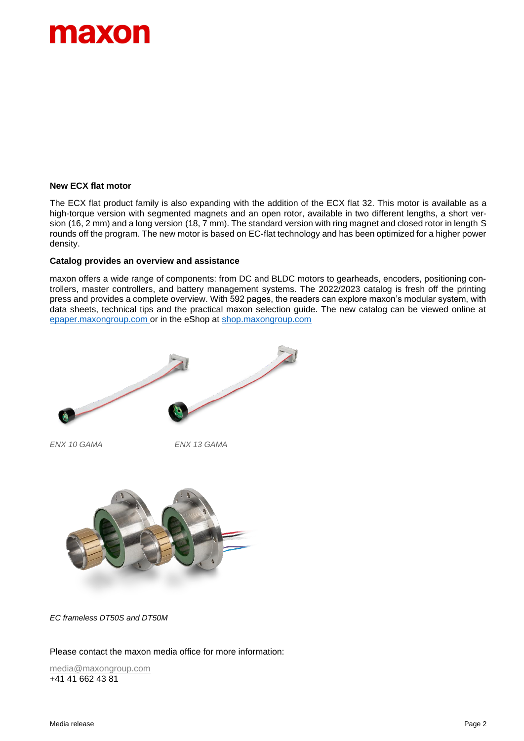**New ECX flat motor**

The ECX flat product family is also expanding with the addition of the ECX flat 32. This motor is available as a high-torque version with segmented magnets and an open rotor, available in two different lengths, a short version (16, 2 mm) and a long version (18, 7 mm). The standard version with ring magnet and closed rotor in length S rounds off the program. The new motor is based on EC-flat technology and has been optimized for a higher power density.

**Catalog provides an overview and assistance**

maxon offers a wide range of components: from DC and BLDC motors to gearheads, encoders, positioning controllers, master controllers, and battery management systems. The 2022/2023 catalog is fresh off the printing press and provides a complete overview. With 592 pages, the readers can explore maxon's modular system, with data sheets, technical tips and the practical maxon selection guide. The new catalog can be viewed online at epaper.maxongroup.com or in the eShop at shop.maxongroup.com

*ENX 10 GAMA*

*ENX 13 GAMA*

*EC frameless DT50S and DT50M*

Please contact the maxon media office for more information:

media@maxongroup.com
+41 41 662 43 81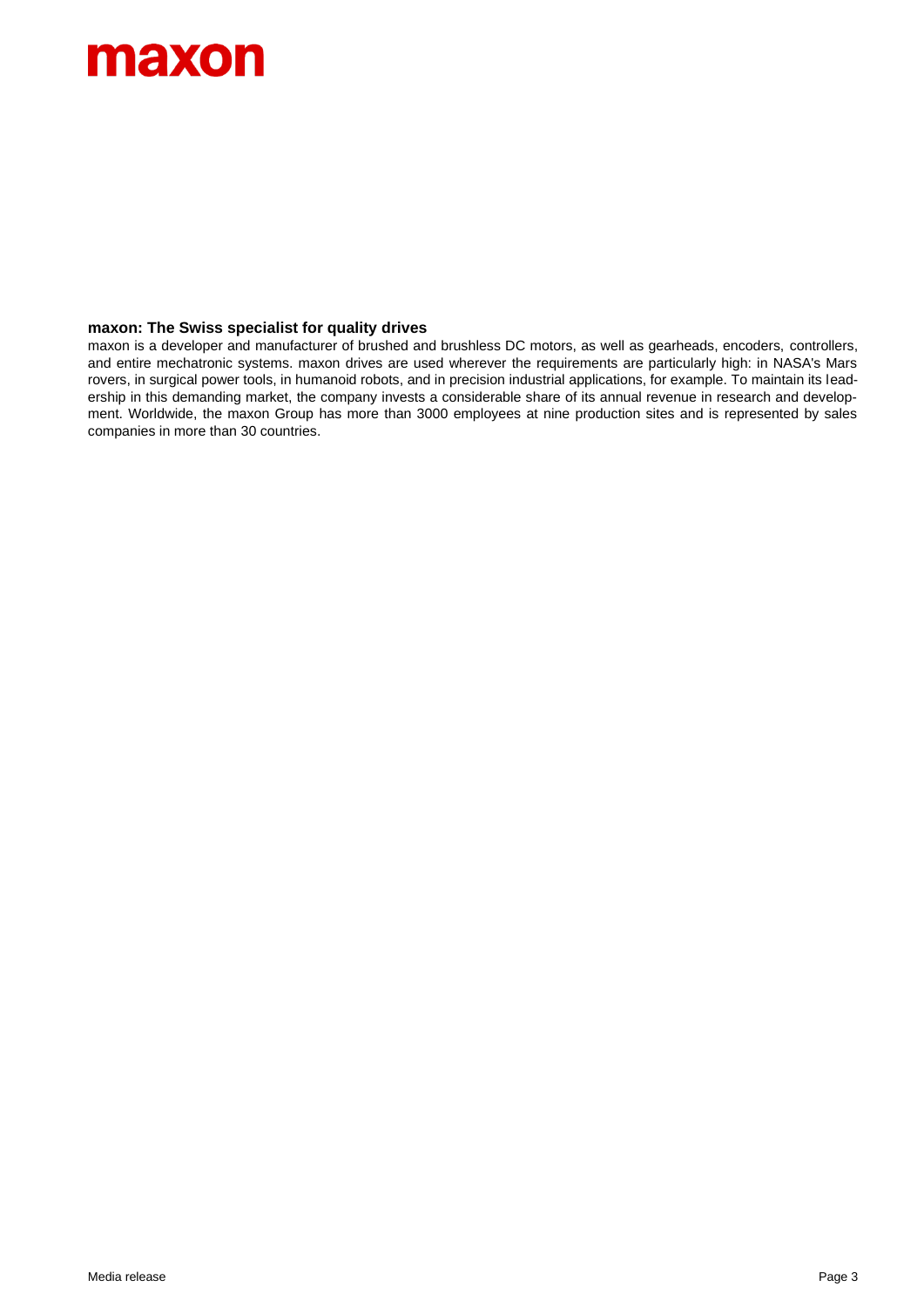**maxon: The Swiss specialist for quality drives**

maxon is a developer and manufacturer of brushed and brushless DC motors, as well as gearheads, encoders, controllers, and entire mechatronic systems. maxon drives are used wherever the requirements are particularly high: in NASA's Mars rovers, in surgical power tools, in humanoid robots, and in precision industrial applications, for example. To maintain its leadership in this demanding market, the company invests a considerable share of its annual revenue in research and development. Worldwide, the maxon Group has more than 3000 employees at nine production sites and is represented by sales companies in more than 30 countries.